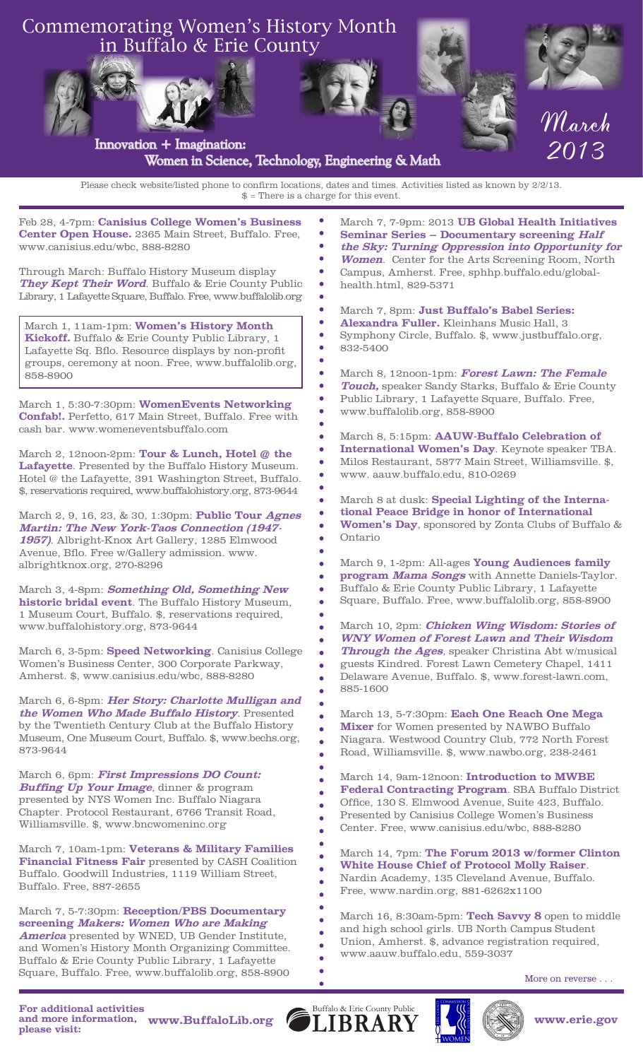# Commemorating Women's History Month in Buffalo & Erie County

## Innovation + Imagination: Women in Science, Technology, Engineering & Math

March 2013

Please check website/listed phone to confirm locations, dates and times. Activities listed as known by 2/2/13.
$ = There is a charge for this event.

Feb 28, 4-7pm: **Canisius College Women's Business Center Open House.** 2365 Main Street, Buffalo. Free, www.canisius.edu/wbc, 888-8280

Through March: Buffalo History Museum display ***They Kept Their Word***. Buffalo & Erie County Public Library, 1 Lafayette Square, Buffalo. Free, www.buffalolib.org

March 1, 11am-1pm: **Women's History Month Kickoff.** Buffalo & Erie County Public Library, 1 Lafayette Sq. Bflo. Resource displays by non-profit groups, ceremony at noon. Free, www.buffalolib.org, 858-8900

March 1, 5:30-7:30pm: **WomenEvents Networking Confab!.** Perfetto, 617 Main Street, Buffalo. Free with cash bar. www.womeneventsbuffalo.com

March 2, 12noon-2pm: **Tour & Lunch, Hotel @ the Lafayette**. Presented by the Buffalo History Museum. Hotel @ the Lafayette, 391 Washington Street, Buffalo. $, reservations required, www.buffalohistory.org, 873-9644

March 2, 9, 16, 23, & 30, 1:30pm: **Public Tour *Agnes Martin: The New York-Taos Connection (1947-1957)***. Albright-Knox Art Gallery, 1285 Elmwood Avenue, Bflo. Free w/Gallery admission. www.albrightknox.org, 270-8296

March 3, 4-8pm: ***Something Old, Something New* historic bridal event**. The Buffalo History Museum, 1 Museum Court, Buffalo. $, reservations required, www.buffalohistory.org, 873-9644

March 6, 3-5pm: **Speed Networking**. Canisius College Women's Business Center, 300 Corporate Parkway, Amherst. $, www.canisius.edu/wbc, 888-8280

March 6, 6-8pm: ***Her Story: Charlotte Mulligan and the Women Who Made Buffalo History***. Presented by the Twentieth Century Club at the Buffalo History Museum, One Museum Court, Buffalo. $, www.bechs.org, 873-9644

March 6, 6pm: ***First Impressions DO Count: Buffing Up Your Image***, dinner & program presented by NYS Women Inc. Buffalo Niagara Chapter. Protocol Restaurant, 6766 Transit Road, Williamsville. $, www.bncwomeninc.org

March 7, 10am-1pm: **Veterans & Military Families Financial Fitness Fair** presented by CASH Coalition Buffalo. Goodwill Industries, 1119 William Street, Buffalo. Free, 887-2655

March 7, 5-7:30pm: **Reception/PBS Documentary screening *Makers: Women Who are Making America*** presented by WNED, UB Gender Institute, and Women's History Month Organizing Committee. Buffalo & Erie County Public Library, 1 Lafayette Square, Buffalo. Free, www.buffalolib.org, 858-8900

March 7, 7-9pm: 2013 **UB Global Health Initiatives Seminar Series – Documentary screening *Half the Sky: Turning Oppression into Opportunity for Women***. Center for the Arts Screening Room, North Campus, Amherst. Free, sphhp.buffalo.edu/global-health.html, 829-5371

March 7, 8pm: **Just Buffalo's Babel Series: Alexandra Fuller.** Kleinhans Music Hall, 3 Symphony Circle, Buffalo. $, www.justbuffalo.org, 832-5400

March 8, 12noon-1pm: ***Forest Lawn: The Female Touch,*** speaker Sandy Starks, Buffalo & Erie County Public Library, 1 Lafayette Square, Buffalo. Free, www.buffalolib.org, 858-8900

March 8, 5:15pm: **AAUW-Buffalo Celebration of International Women's Day**. Keynote speaker TBA. Milos Restaurant, 5877 Main Street, Williamsville. $, www. aauw.buffalo.edu, 810-0269

March 8 at dusk: **Special Lighting of the International Peace Bridge in honor of International Women's Day**, sponsored by Zonta Clubs of Buffalo & Ontario

March 9, 1-2pm: All-ages **Young Audiences family program *Mama Songs*** with Annette Daniels-Taylor. Buffalo & Erie County Public Library, 1 Lafayette Square, Buffalo. Free, www.buffalolib.org, 858-8900

March 10, 2pm: ***Chicken Wing Wisdom: Stories of WNY Women of Forest Lawn and Their Wisdom Through the Ages***, speaker Christina Abt w/musical guests Kindred. Forest Lawn Cemetery Chapel, 1411 Delaware Avenue, Buffalo. $, www.forest-lawn.com, 885-1600

March 13, 5-7:30pm: **Each One Reach One Mega Mixer** for Women presented by NAWBO Buffalo Niagara. Westwood Country Club, 772 North Forest Road, Williamsville. $, www.nawbo.org, 238-2461

March 14, 9am-12noon: **Introduction to MWBE Federal Contracting Program**. SBA Buffalo District Office, 130 S. Elmwood Avenue, Suite 423, Buffalo. Presented by Canisius College Women's Business Center. Free, www.canisius.edu/wbc, 888-8280

March 14, 7pm: **The Forum 2013 w/former Clinton White House Chief of Protocol Molly Raiser**. Nardin Academy, 135 Cleveland Avenue, Buffalo. Free, www.nardin.org, 881-6262x1100

March 16, 8:30am-5pm: **Tech Savvy 8** open to middle and high school girls. UB North Campus Student Union, Amherst. $, advance registration required, www.aauw.buffalo.edu, 559-3037

More on reverse . . .

**For additional activities and more information, please visit:** www.BuffaloLib.org — Buffalo & Erie County Public LIBRARY — www.erie.gov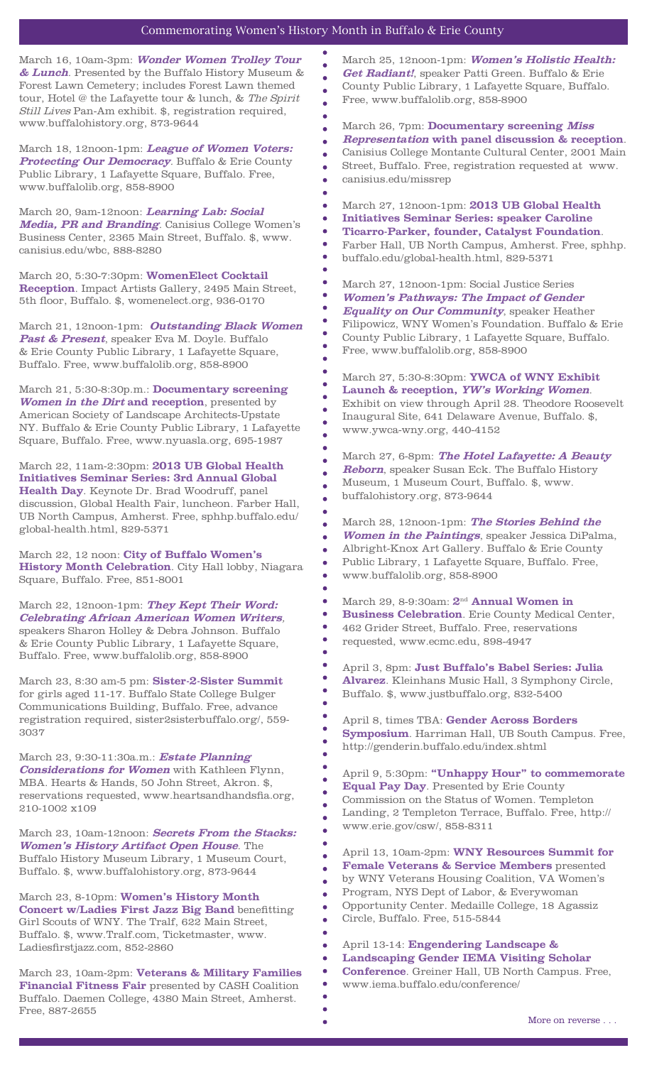# Commemorating Women's History Month in Buffalo & Erie County

March 16, 10am-3pm: ***Wonder Women Trolley Tour & Lunch***. Presented by the Buffalo History Museum & Forest Lawn Cemetery; includes Forest Lawn themed tour, Hotel @ the Lafayette tour & lunch, & *The Spirit Still Lives* Pan-Am exhibit. $, registration required, www.buffalohistory.org, 873-9644

March 18, 12noon-1pm: ***League of Women Voters: Protecting Our Democracy***. Buffalo & Erie County Public Library, 1 Lafayette Square, Buffalo. Free, www.buffalolib.org, 858-8900

March 20, 9am-12noon: ***Learning Lab: Social Media, PR and Branding***. Canisius College Women's Business Center, 2365 Main Street, Buffalo. $, www.canisius.edu/wbc, 888-8280

March 20, 5:30-7:30pm: **WomenElect Cocktail Reception**. Impact Artists Gallery, 2495 Main Street, 5th floor, Buffalo. $, womenelect.org, 936-0170

March 21, 12noon-1pm: ***Outstanding Black Women Past & Present***, speaker Eva M. Doyle. Buffalo & Erie County Public Library, 1 Lafayette Square, Buffalo. Free, www.buffalolib.org, 858-8900

March 21, 5:30-8:30p.m.: **Documentary screening *Women in the Dirt* and reception**, presented by American Society of Landscape Architects-Upstate NY. Buffalo & Erie County Public Library, 1 Lafayette Square, Buffalo. Free, www.nyuasla.org, 695-1987

March 22, 11am-2:30pm: **2013 UB Global Health Initiatives Seminar Series: 3rd Annual Global Health Day**. Keynote Dr. Brad Woodruff, panel discussion, Global Health Fair, luncheon. Farber Hall, UB North Campus, Amherst. Free, sphhp.buffalo.edu/global-health.html, 829-5371

March 22, 12 noon: **City of Buffalo Women's History Month Celebration**. City Hall lobby, Niagara Square, Buffalo. Free, 851-8001

March 22, 12noon-1pm: ***They Kept Their Word: Celebrating African American Women Writers***, speakers Sharon Holley & Debra Johnson. Buffalo & Erie County Public Library, 1 Lafayette Square, Buffalo. Free, www.buffalolib.org, 858-8900

March 23, 8:30 am-5 pm: **Sister-2-Sister Summit** for girls aged 11-17. Buffalo State College Bulger Communications Building, Buffalo. Free, advance registration required, sister2sisterbuffalo.org/, 559-3037

March 23, 9:30-11:30a.m.: ***Estate Planning Considerations for Women*** with Kathleen Flynn, MBA. Hearts & Hands, 50 John Street, Akron. $, reservations requested, www.heartsandhandsfia.org, 210-1002 x109

March 23, 10am-12noon: ***Secrets From the Stacks: Women's History Artifact Open House***. The Buffalo History Museum Library, 1 Museum Court, Buffalo. $, www.buffalohistory.org, 873-9644

March 23, 8-10pm: **Women's History Month Concert w/Ladies First Jazz Big Band** benefitting Girl Scouts of WNY. The Tralf, 622 Main Street, Buffalo. $, www.Tralf.com, Ticketmaster, www.Ladiesfirstjazz.com, 852-2860

March 23, 10am-2pm: **Veterans & Military Families Financial Fitness Fair** presented by CASH Coalition Buffalo. Daemen College, 4380 Main Street, Amherst. Free, 887-2655

March 25, 12noon-1pm: ***Women's Holistic Health: Get Radiant!***, speaker Patti Green. Buffalo & Erie County Public Library, 1 Lafayette Square, Buffalo. Free, www.buffalolib.org, 858-8900

March 26, 7pm: **Documentary screening *Miss Representation* with panel discussion & reception**. Canisius College Montante Cultural Center, 2001 Main Street, Buffalo. Free, registration requested at www.canisius.edu/missrep

March 27, 12noon-1pm: **2013 UB Global Health Initiatives Seminar Series: speaker Caroline Ticarro-Parker, founder, Catalyst Foundation**. Farber Hall, UB North Campus, Amherst. Free, sphhp.buffalo.edu/global-health.html, 829-5371

March 27, 12noon-1pm: Social Justice Series ***Women's Pathways: The Impact of Gender Equality on Our Community***, speaker Heather Filipowicz, WNY Women's Foundation. Buffalo & Erie County Public Library, 1 Lafayette Square, Buffalo. Free, www.buffalolib.org, 858-8900

March 27, 5:30-8:30pm: **YWCA of WNY Exhibit Launch & reception, *YW's Working Women***. Exhibit on view through April 28. Theodore Roosevelt Inaugural Site, 641 Delaware Avenue, Buffalo. $, www.ywca-wny.org, 440-4152

March 27, 6-8pm: ***The Hotel Lafayette: A Beauty Reborn***, speaker Susan Eck. The Buffalo History Museum, 1 Museum Court, Buffalo. $, www.buffalohistory.org, 873-9644

March 28, 12noon-1pm: ***The Stories Behind the Women in the Paintings***, speaker Jessica DiPalma, Albright-Knox Art Gallery. Buffalo & Erie County Public Library, 1 Lafayette Square, Buffalo. Free, www.buffalolib.org, 858-8900

March 29, 8-9:30am: **2nd Annual Women in Business Celebration**. Erie County Medical Center, 462 Grider Street, Buffalo. Free, reservations requested, www.ecmc.edu, 898-4947

April 3, 8pm: **Just Buffalo's Babel Series: Julia Alvarez**. Kleinhans Music Hall, 3 Symphony Circle, Buffalo. $, www.justbuffalo.org, 832-5400

April 8, times TBA: **Gender Across Borders Symposium**. Harriman Hall, UB South Campus. Free, http://genderin.buffalo.edu/index.shtml

April 9, 5:30pm: **"Unhappy Hour" to commemorate Equal Pay Day**. Presented by Erie County Commission on the Status of Women. Templeton Landing, 2 Templeton Terrace, Buffalo. Free, http://www.erie.gov/csw/, 858-8311

April 13, 10am-2pm: **WNY Resources Summit for Female Veterans & Service Members** presented by WNY Veterans Housing Coalition, VA Women's Program, NYS Dept of Labor, & Everywoman Opportunity Center. Medaille College, 18 Agassiz Circle, Buffalo. Free, 515-5844

April 13-14: **Engendering Landscape & Landscaping Gender IEMA Visiting Scholar Conference**. Greiner Hall, UB North Campus. Free, www.iema.buffalo.edu/conference/

More on reverse . . .